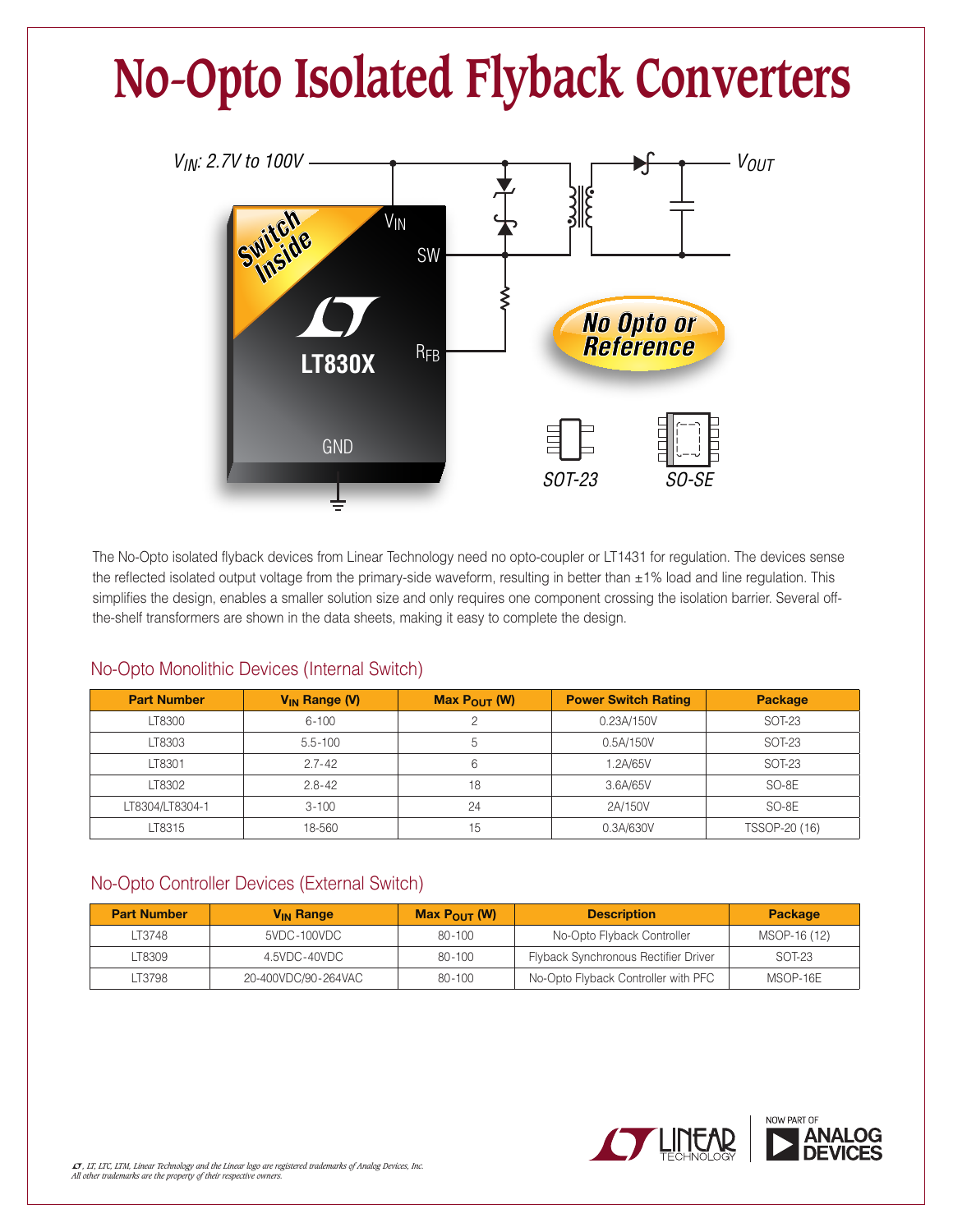# No-Opto Isolated Flyback Converters

The No-Opto isolated flyback devices from Linear Technology need no opto-coupler or LT1431 for regulation. The devices sense the reflected isolated output voltage from the primary-side waveform, resulting in better than ±1% load and line regulation. This simplifies the design, enables a smaller solution size and only requires one component crossing the isolation barrier. Several off-the-shelf transformers are shown in the data sheets, making it easy to complete the design.

## No-Opto Monolithic Devices (Internal Switch)

| Part Number | $V_{IN}$ Range (V) | Max $P_{OUT}$ (W) | Power Switch Rating | Package |
|---|---|---|---|---|
| LT8300 | 6-100 | 2 | 0.23A/150V | SOT-23 |
| LT8303 | 5.5-100 | 5 | 0.5A/150V | SOT-23 |
| LT8301 | 2.7-42 | 6 | 1.2A/65V | SOT-23 |
| LT8302 | 2.8-42 | 18 | 3.6A/65V | SO-8E |
| LT8304/LT8304-1 | 3-100 | 24 | 2A/150V | SO-8E |
| LT8315 | 18-560 | 15 | 0.3A/630V | TSSOP-20 (16) |

## No-Opto Controller Devices (External Switch)

| Part Number | $V_{IN}$ Range | Max $P_{OUT}$ (W) | Description | Package |
|---|---|---|---|---|
| LT3748 | 5VDC-100VDC | 80-100 | No-Opto Flyback Controller | MSOP-16 (12) |
| LT8309 | 4.5VDC-40VDC | 80-100 | Flyback Synchronous Rectifier Driver | SOT-23 |
| LT3798 | 20-400VDC/90-264VAC | 80-100 | No-Opto Flyback Controller with PFC | MSOP-16E |

*LT, LT, LTC, LTM, Linear Technology and the Linear logo are registered trademarks of Analog Devices, Inc. All other trademarks are the property of their respective owners.*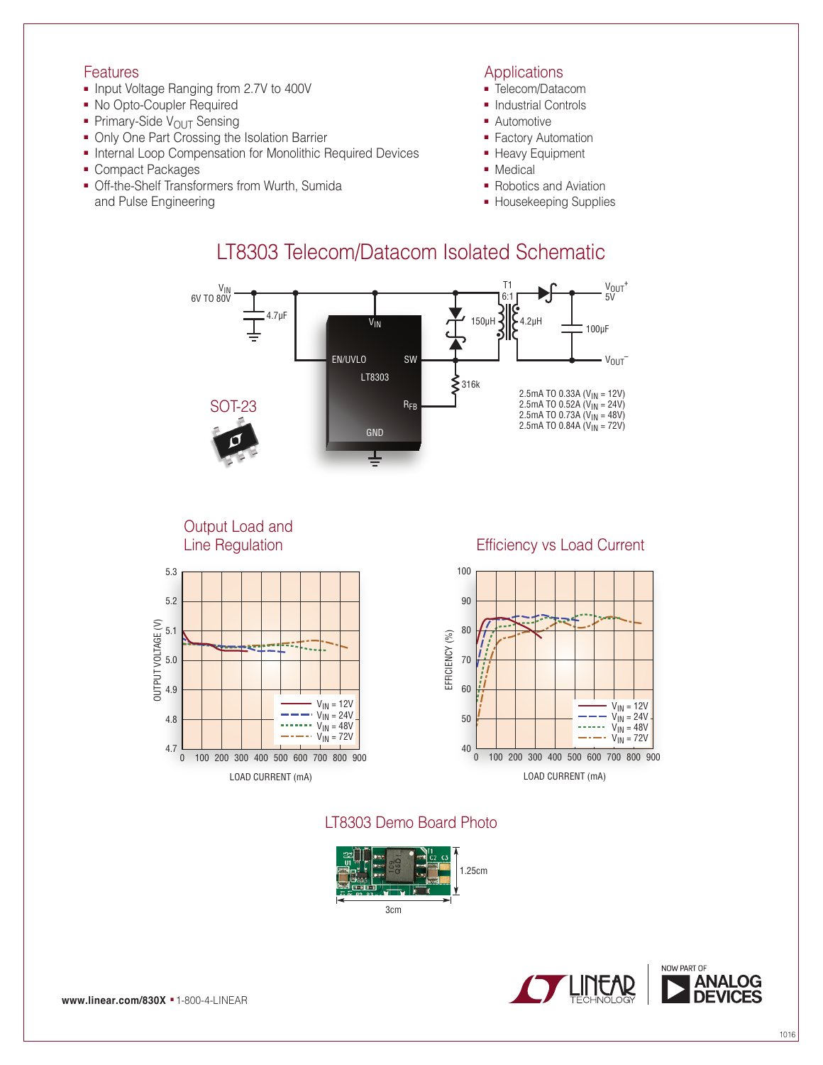## Features

- Input Voltage Ranging from 2.7V to 400V
- No Opto-Coupler Required
- Primary-Side $V_{OUT}$ Sensing
- Only One Part Crossing the Isolation Barrier
- Internal Loop Compensation for Monolithic Required Devices
- Compact Packages
- Off-the-Shelf Transformers from Wurth, Sumida and Pulse Engineering

## Applications

- Telecom/Datacom
- Industrial Controls
- Automotive
- Factory Automation
- Heavy Equipment
- Medical
- Robotics and Aviation
- Housekeeping Supplies

## LT8303 Telecom/Datacom Isolated Schematic

$V_{IN}$
6V TO 80V
4.7µF
$V_{IN}$
EN/UVLO
SW
LT8303
$R_{FB}$
GND
316k
T1
6:1
150µH
4.2µH
100µF
$V_{OUT}^+$
5V
$V_{OUT}^-$

2.5mA TO 0.33A ($V_{IN}$ = 12V)
2.5mA TO 0.52A ($V_{IN}$ = 24V)
2.5mA TO 0.73A ($V_{IN}$ = 48V)
2.5mA TO 0.84A ($V_{IN}$ = 72V)

SOT-23

## Output Load and Line Regulation

OUTPUT VOLTAGE (V)
5.3
5.2
5.1
5.0
4.9
4.8
4.7
0 100 200 300 400 500 600 700 800 900
LOAD CURRENT (mA)
$V_{IN}$ = 12V
$V_{IN}$ = 24V
$V_{IN}$ = 48V
$V_{IN}$ = 72V

## Efficiency vs Load Current

EFFICIENCY (%)
100
90
80
70
60
50
40
0 100 200 300 400 500 600 700 800 900
LOAD CURRENT (mA)
$V_{IN}$ = 12V
$V_{IN}$ = 24V
$V_{IN}$ = 48V
$V_{IN}$ = 72V

## LT8303 Demo Board Photo

1.25cm
3cm

**www.linear.com/830X** ▪ 1-800-4-LINEAR

LINEAR TECHNOLOGY
NOW PART OF ANALOG DEVICES

1016